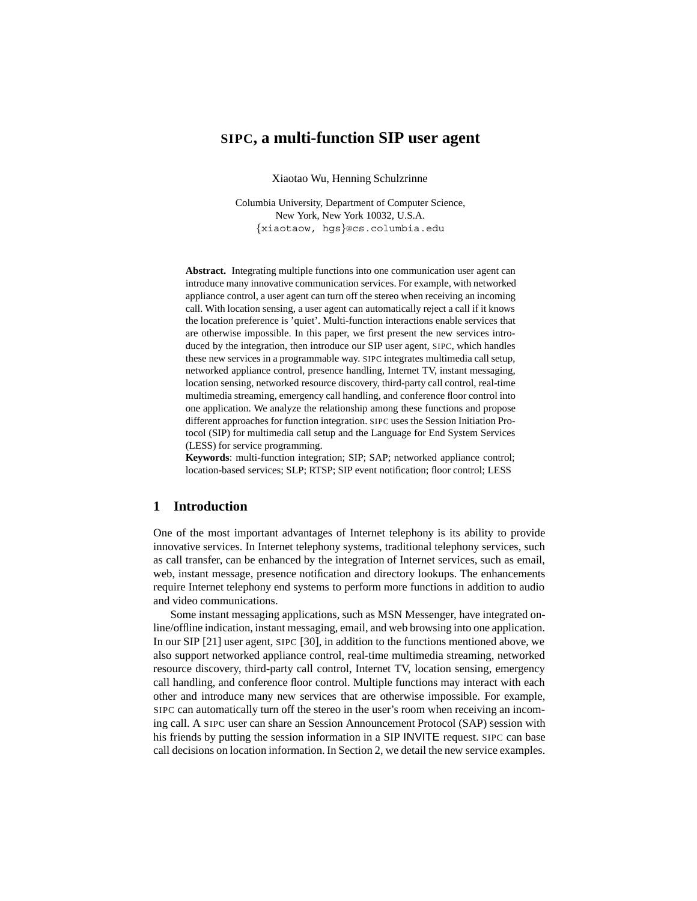# SIPC, a multi-function SIP user agent

Xiaotao Wu, Henning Schulzrinne

Columbia University, Department of Computer Science,
New York, New York 10032, U.S.A.
{xiaotaow, hgs}@cs.columbia.edu

**Abstract.** Integrating multiple functions into one communication user agent can introduce many innovative communication services. For example, with networked appliance control, a user agent can turn off the stereo when receiving an incoming call. With location sensing, a user agent can automatically reject a call if it knows the location preference is 'quiet'. Multi-function interactions enable services that are otherwise impossible. In this paper, we first present the new services introduced by the integration, then introduce our SIP user agent, SIPC, which handles these new services in a programmable way. SIPC integrates multimedia call setup, networked appliance control, presence handling, Internet TV, instant messaging, location sensing, networked resource discovery, third-party call control, real-time multimedia streaming, emergency call handling, and conference floor control into one application. We analyze the relationship among these functions and propose different approaches for function integration. SIPC uses the Session Initiation Protocol (SIP) for multimedia call setup and the Language for End System Services (LESS) for service programming.

**Keywords**: multi-function integration; SIP; SAP; networked appliance control; location-based services; SLP; RTSP; SIP event notification; floor control; LESS

## 1 Introduction

One of the most important advantages of Internet telephony is its ability to provide innovative services. In Internet telephony systems, traditional telephony services, such as call transfer, can be enhanced by the integration of Internet services, such as email, web, instant message, presence notification and directory lookups. The enhancements require Internet telephony end systems to perform more functions in addition to audio and video communications.

Some instant messaging applications, such as MSN Messenger, have integrated online/offline indication, instant messaging, email, and web browsing into one application. In our SIP [21] user agent, SIPC [30], in addition to the functions mentioned above, we also support networked appliance control, real-time multimedia streaming, networked resource discovery, third-party call control, Internet TV, location sensing, emergency call handling, and conference floor control. Multiple functions may interact with each other and introduce many new services that are otherwise impossible. For example, SIPC can automatically turn off the stereo in the user's room when receiving an incoming call. A SIPC user can share an Session Announcement Protocol (SAP) session with his friends by putting the session information in a SIP INVITE request. SIPC can base call decisions on location information. In Section 2, we detail the new service examples.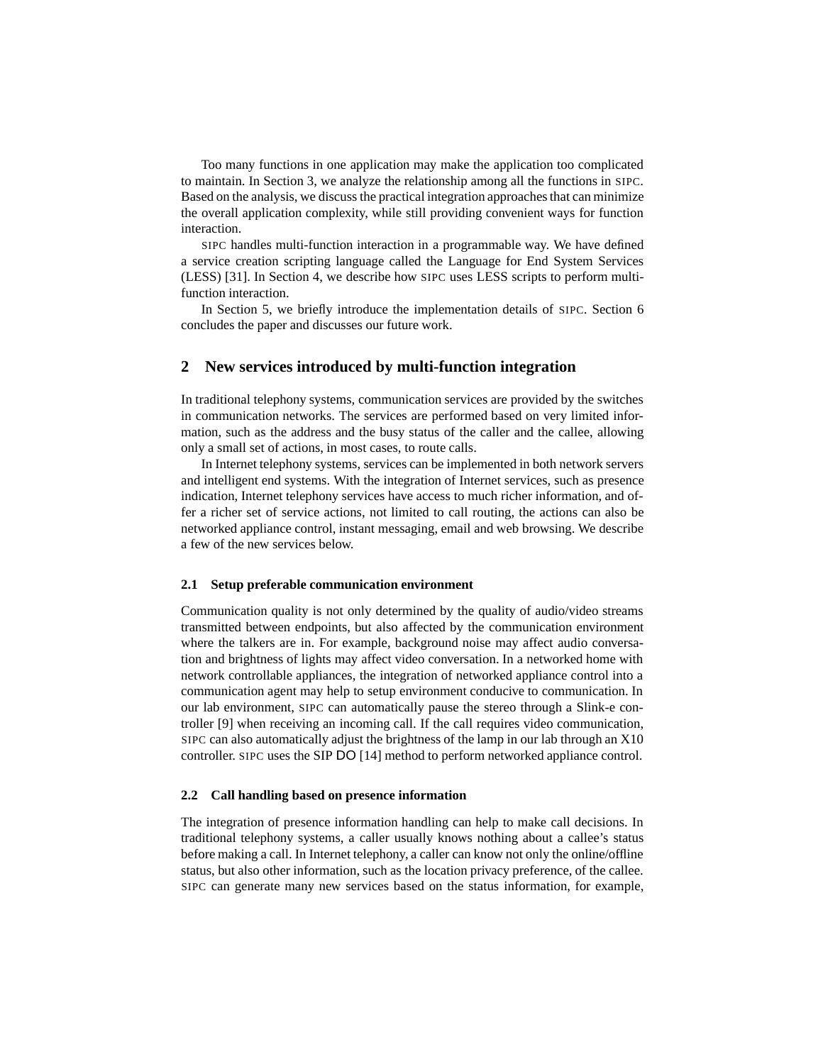Too many functions in one application may make the application too complicated to maintain. In Section 3, we analyze the relationship among all the functions in SIPC. Based on the analysis, we discuss the practical integration approaches that can minimize the overall application complexity, while still providing convenient ways for function interaction.

SIPC handles multi-function interaction in a programmable way. We have defined a service creation scripting language called the Language for End System Services (LESS) [31]. In Section 4, we describe how SIPC uses LESS scripts to perform multi-function interaction.

In Section 5, we briefly introduce the implementation details of SIPC. Section 6 concludes the paper and discusses our future work.

## 2 New services introduced by multi-function integration

In traditional telephony systems, communication services are provided by the switches in communication networks. The services are performed based on very limited information, such as the address and the busy status of the caller and the callee, allowing only a small set of actions, in most cases, to route calls.

In Internet telephony systems, services can be implemented in both network servers and intelligent end systems. With the integration of Internet services, such as presence indication, Internet telephony services have access to much richer information, and offer a richer set of service actions, not limited to call routing, the actions can also be networked appliance control, instant messaging, email and web browsing. We describe a few of the new services below.

### 2.1 Setup preferable communication environment

Communication quality is not only determined by the quality of audio/video streams transmitted between endpoints, but also affected by the communication environment where the talkers are in. For example, background noise may affect audio conversation and brightness of lights may affect video conversation. In a networked home with network controllable appliances, the integration of networked appliance control into a communication agent may help to setup environment conducive to communication. In our lab environment, SIPC can automatically pause the stereo through a Slink-e controller [9] when receiving an incoming call. If the call requires video communication, SIPC can also automatically adjust the brightness of the lamp in our lab through an X10 controller. SIPC uses the SIP DO [14] method to perform networked appliance control.

### 2.2 Call handling based on presence information

The integration of presence information handling can help to make call decisions. In traditional telephony systems, a caller usually knows nothing about a callee's status before making a call. In Internet telephony, a caller can know not only the online/offline status, but also other information, such as the location privacy preference, of the callee. SIPC can generate many new services based on the status information, for example,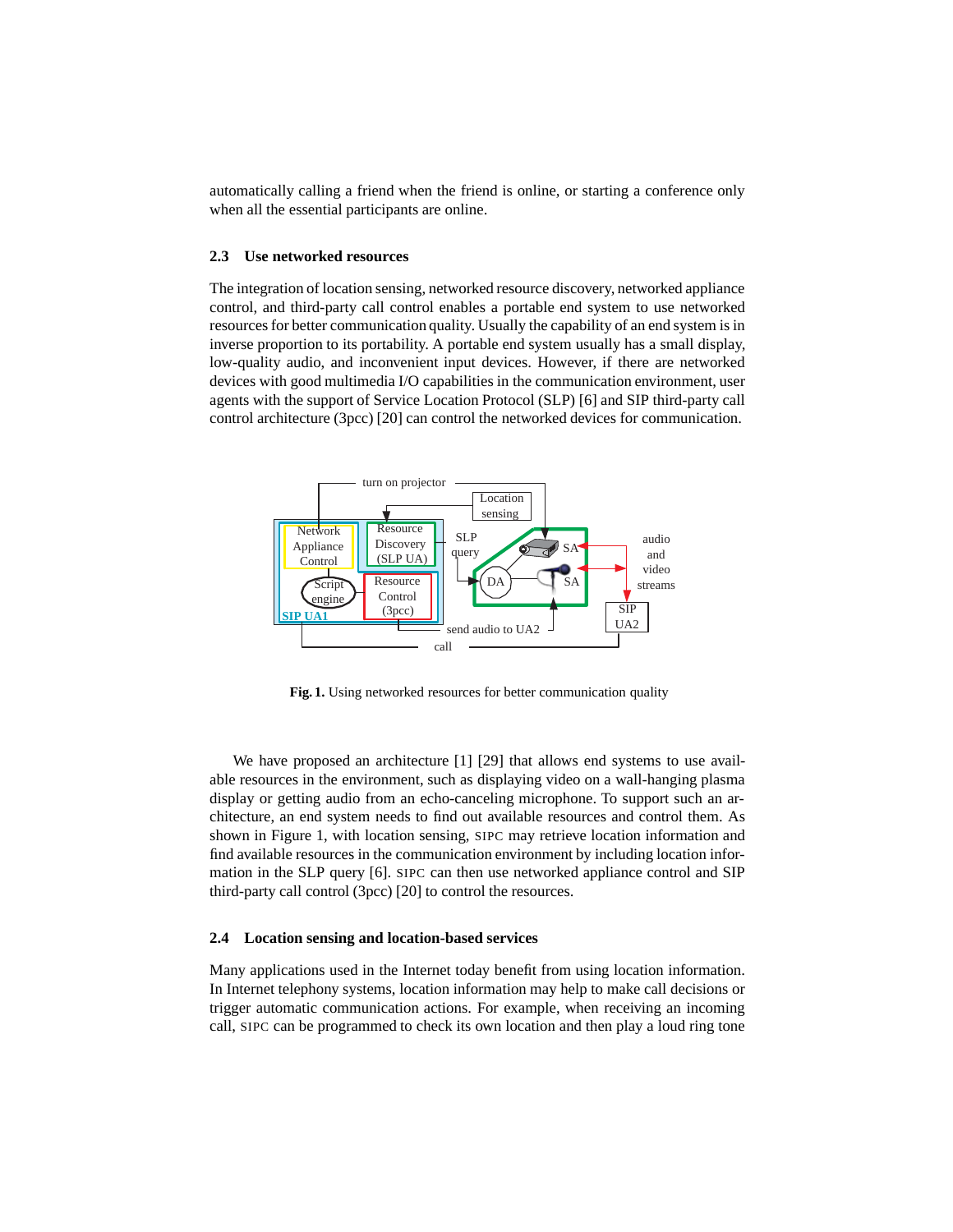automatically calling a friend when the friend is online, or starting a conference only when all the essential participants are online.

### 2.3 Use networked resources

The integration of location sensing, networked resource discovery, networked appliance control, and third-party call control enables a portable end system to use networked resources for better communication quality. Usually the capability of an end system is in inverse proportion to its portability. A portable end system usually has a small display, low-quality audio, and inconvenient input devices. However, if there are networked devices with good multimedia I/O capabilities in the communication environment, user agents with the support of Service Location Protocol (SLP) [6] and SIP third-party call control architecture (3pcc) [20] can control the networked devices for communication.

**Fig. 1.** Using networked resources for better communication quality

We have proposed an architecture [1] [29] that allows end systems to use available resources in the environment, such as displaying video on a wall-hanging plasma display or getting audio from an echo-canceling microphone. To support such an architecture, an end system needs to find out available resources and control them. As shown in Figure 1, with location sensing, SIPC may retrieve location information and find available resources in the communication environment by including location information in the SLP query [6]. SIPC can then use networked appliance control and SIP third-party call control (3pcc) [20] to control the resources.

### 2.4 Location sensing and location-based services

Many applications used in the Internet today benefit from using location information. In Internet telephony systems, location information may help to make call decisions or trigger automatic communication actions. For example, when receiving an incoming call, SIPC can be programmed to check its own location and then play a loud ring tone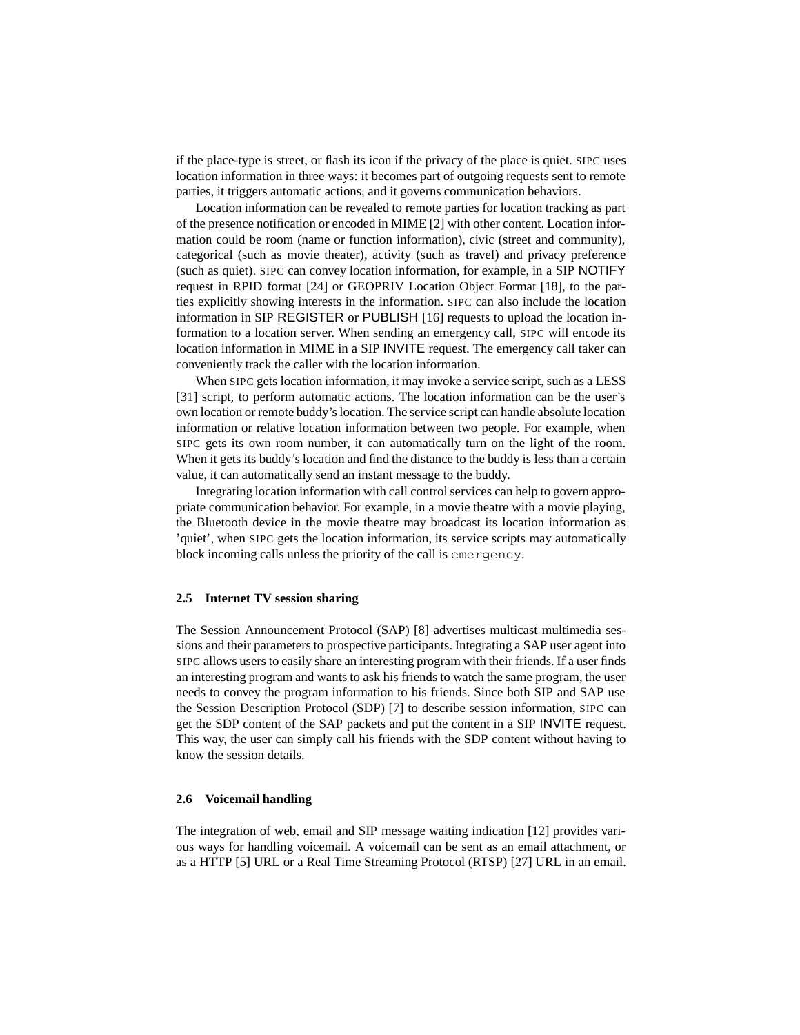if the place-type is street, or flash its icon if the privacy of the place is quiet. SIPC uses location information in three ways: it becomes part of outgoing requests sent to remote parties, it triggers automatic actions, and it governs communication behaviors.

Location information can be revealed to remote parties for location tracking as part of the presence notification or encoded in MIME [2] with other content. Location information could be room (name or function information), civic (street and community), categorical (such as movie theater), activity (such as travel) and privacy preference (such as quiet). SIPC can convey location information, for example, in a SIP NOTIFY request in RPID format [24] or GEOPRIV Location Object Format [18], to the parties explicitly showing interests in the information. SIPC can also include the location information in SIP REGISTER or PUBLISH [16] requests to upload the location information to a location server. When sending an emergency call, SIPC will encode its location information in MIME in a SIP INVITE request. The emergency call taker can conveniently track the caller with the location information.

When SIPC gets location information, it may invoke a service script, such as a LESS [31] script, to perform automatic actions. The location information can be the user's own location or remote buddy's location. The service script can handle absolute location information or relative location information between two people. For example, when SIPC gets its own room number, it can automatically turn on the light of the room. When it gets its buddy's location and find the distance to the buddy is less than a certain value, it can automatically send an instant message to the buddy.

Integrating location information with call control services can help to govern appropriate communication behavior. For example, in a movie theatre with a movie playing, the Bluetooth device in the movie theatre may broadcast its location information as 'quiet', when SIPC gets the location information, its service scripts may automatically block incoming calls unless the priority of the call is `emergency`.

### 2.5 Internet TV session sharing

The Session Announcement Protocol (SAP) [8] advertises multicast multimedia sessions and their parameters to prospective participants. Integrating a SAP user agent into SIPC allows users to easily share an interesting program with their friends. If a user finds an interesting program and wants to ask his friends to watch the same program, the user needs to convey the program information to his friends. Since both SIP and SAP use the Session Description Protocol (SDP) [7] to describe session information, SIPC can get the SDP content of the SAP packets and put the content in a SIP INVITE request. This way, the user can simply call his friends with the SDP content without having to know the session details.

### 2.6 Voicemail handling

The integration of web, email and SIP message waiting indication [12] provides various ways for handling voicemail. A voicemail can be sent as an email attachment, or as a HTTP [5] URL or a Real Time Streaming Protocol (RTSP) [27] URL in an email.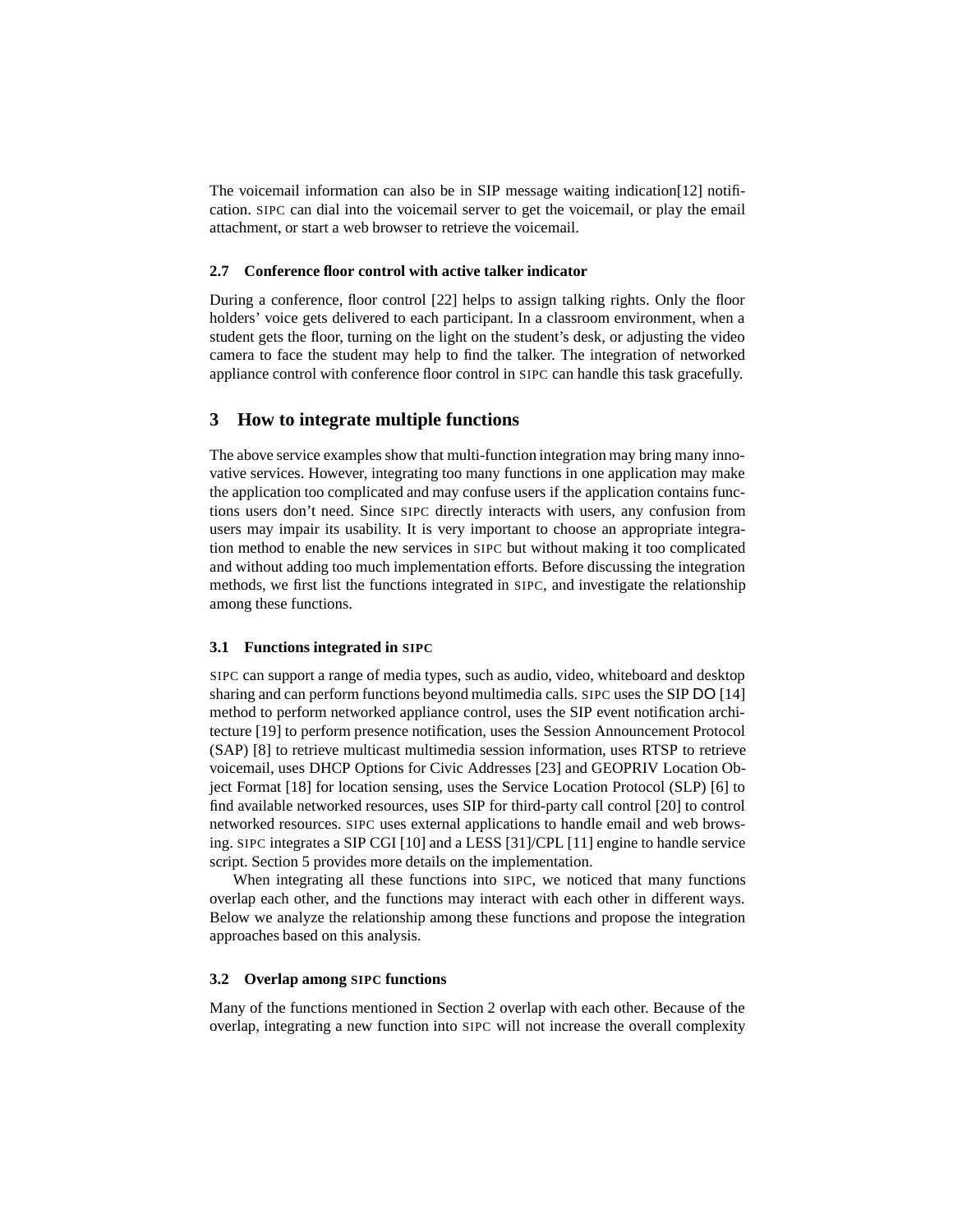The voicemail information can also be in SIP message waiting indication[12] notification. SIPC can dial into the voicemail server to get the voicemail, or play the email attachment, or start a web browser to retrieve the voicemail.

### 2.7 Conference floor control with active talker indicator

During a conference, floor control [22] helps to assign talking rights. Only the floor holders' voice gets delivered to each participant. In a classroom environment, when a student gets the floor, turning on the light on the student's desk, or adjusting the video camera to face the student may help to find the talker. The integration of networked appliance control with conference floor control in SIPC can handle this task gracefully.

## 3 How to integrate multiple functions

The above service examples show that multi-function integration may bring many innovative services. However, integrating too many functions in one application may make the application too complicated and may confuse users if the application contains functions users don't need. Since SIPC directly interacts with users, any confusion from users may impair its usability. It is very important to choose an appropriate integration method to enable the new services in SIPC but without making it too complicated and without adding too much implementation efforts. Before discussing the integration methods, we first list the functions integrated in SIPC, and investigate the relationship among these functions.

### 3.1 Functions integrated in SIPC

SIPC can support a range of media types, such as audio, video, whiteboard and desktop sharing and can perform functions beyond multimedia calls. SIPC uses the SIP DO [14] method to perform networked appliance control, uses the SIP event notification architecture [19] to perform presence notification, uses the Session Announcement Protocol (SAP) [8] to retrieve multicast multimedia session information, uses RTSP to retrieve voicemail, uses DHCP Options for Civic Addresses [23] and GEOPRIV Location Object Format [18] for location sensing, uses the Service Location Protocol (SLP) [6] to find available networked resources, uses SIP for third-party call control [20] to control networked resources. SIPC uses external applications to handle email and web browsing. SIPC integrates a SIP CGI [10] and a LESS [31]/CPL [11] engine to handle service script. Section 5 provides more details on the implementation.

When integrating all these functions into SIPC, we noticed that many functions overlap each other, and the functions may interact with each other in different ways. Below we analyze the relationship among these functions and propose the integration approaches based on this analysis.

### 3.2 Overlap among SIPC functions

Many of the functions mentioned in Section 2 overlap with each other. Because of the overlap, integrating a new function into SIPC will not increase the overall complexity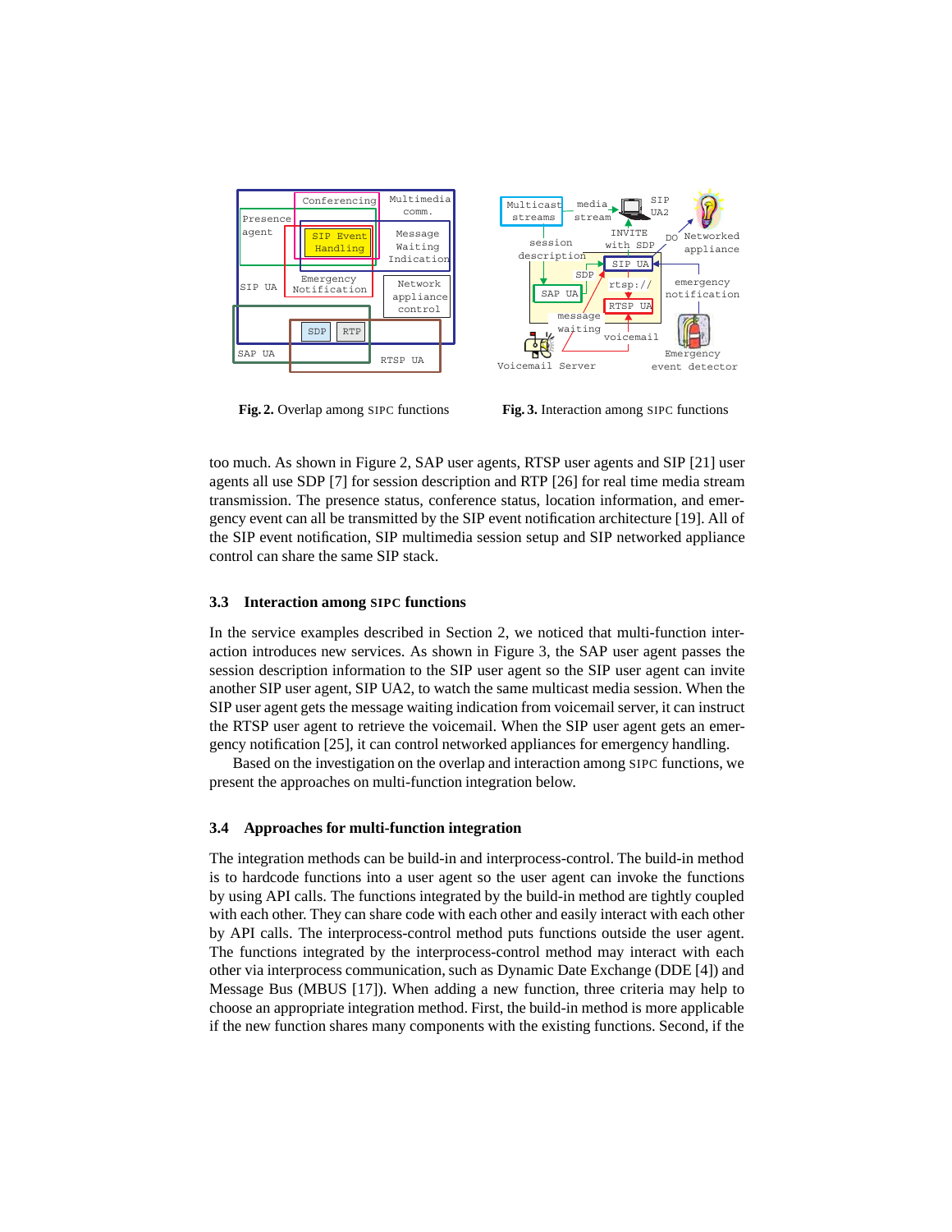Fig. 2. Overlap among SIPC functions

Fig. 3. Interaction among SIPC functions

too much. As shown in Figure 2, SAP user agents, RTSP user agents and SIP [21] user agents all use SDP [7] for session description and RTP [26] for real time media stream transmission. The presence status, conference status, location information, and emergency event can all be transmitted by the SIP event notification architecture [19]. All of the SIP event notification, SIP multimedia session setup and SIP networked appliance control can share the same SIP stack.

### 3.3 Interaction among SIPC functions

In the service examples described in Section 2, we noticed that multi-function interaction introduces new services. As shown in Figure 3, the SAP user agent passes the session description information to the SIP user agent so the SIP user agent can invite another SIP user agent, SIP UA2, to watch the same multicast media session. When the SIP user agent gets the message waiting indication from voicemail server, it can instruct the RTSP user agent to retrieve the voicemail. When the SIP user agent gets an emergency notification [25], it can control networked appliances for emergency handling.

Based on the investigation on the overlap and interaction among SIPC functions, we present the approaches on multi-function integration below.

### 3.4 Approaches for multi-function integration

The integration methods can be build-in and interprocess-control. The build-in method is to hardcode functions into a user agent so the user agent can invoke the functions by using API calls. The functions integrated by the build-in method are tightly coupled with each other. They can share code with each other and easily interact with each other by API calls. The interprocess-control method puts functions outside the user agent. The functions integrated by the interprocess-control method may interact with each other via interprocess communication, such as Dynamic Date Exchange (DDE [4]) and Message Bus (MBUS [17]). When adding a new function, three criteria may help to choose an appropriate integration method. First, the build-in method is more applicable if the new function shares many components with the existing functions. Second, if the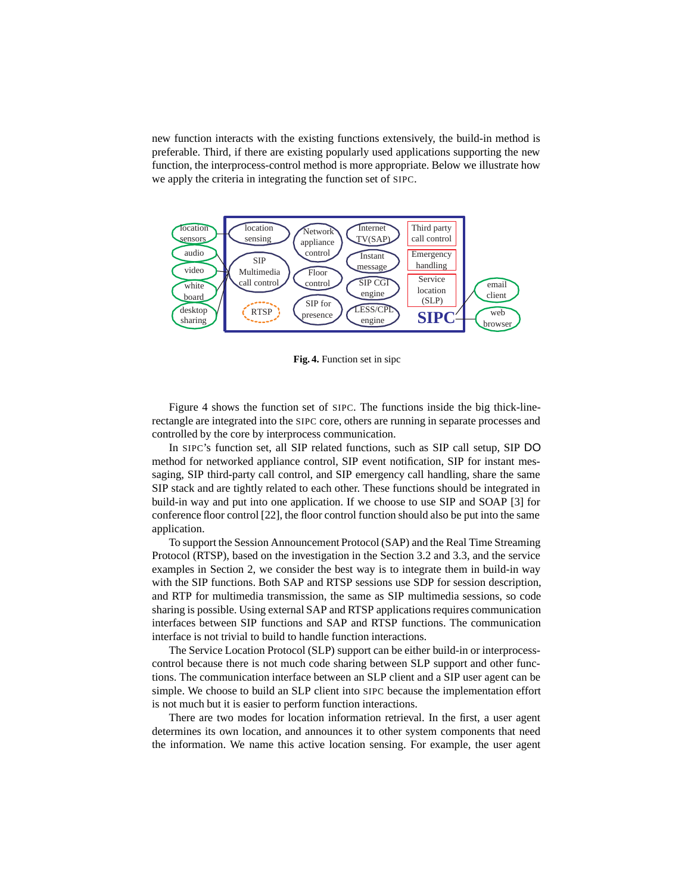new function interacts with the existing functions extensively, the build-in method is preferable. Third, if there are existing popularly used applications supporting the new function, the interprocess-control method is more appropriate. Below we illustrate how we apply the criteria in integrating the function set of SIPC.

**Fig. 4.** Function set in sipc

Figure 4 shows the function set of SIPC. The functions inside the big thick-line-rectangle are integrated into the SIPC core, others are running in separate processes and controlled by the core by interprocess communication.

In SIPC's function set, all SIP related functions, such as SIP call setup, SIP DO method for networked appliance control, SIP event notification, SIP for instant messaging, SIP third-party call control, and SIP emergency call handling, share the same SIP stack and are tightly related to each other. These functions should be integrated in build-in way and put into one application. If we choose to use SIP and SOAP [3] for conference floor control [22], the floor control function should also be put into the same application.

To support the Session Announcement Protocol (SAP) and the Real Time Streaming Protocol (RTSP), based on the investigation in the Section 3.2 and 3.3, and the service examples in Section 2, we consider the best way is to integrate them in build-in way with the SIP functions. Both SAP and RTSP sessions use SDP for session description, and RTP for multimedia transmission, the same as SIP multimedia sessions, so code sharing is possible. Using external SAP and RTSP applications requires communication interfaces between SIP functions and SAP and RTSP functions. The communication interface is not trivial to build to handle function interactions.

The Service Location Protocol (SLP) support can be either build-in or interprocess-control because there is not much code sharing between SLP support and other functions. The communication interface between an SLP client and a SIP user agent can be simple. We choose to build an SLP client into SIPC because the implementation effort is not much but it is easier to perform function interactions.

There are two modes for location information retrieval. In the first, a user agent determines its own location, and announces it to other system components that need the information. We name this active location sensing. For example, the user agent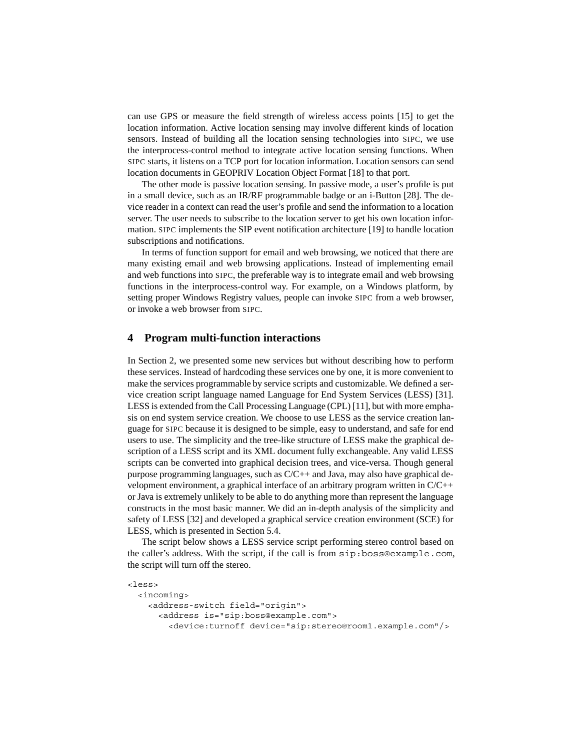can use GPS or measure the field strength of wireless access points [15] to get the location information. Active location sensing may involve different kinds of location sensors. Instead of building all the location sensing technologies into SIPC, we use the interprocess-control method to integrate active location sensing functions. When SIPC starts, it listens on a TCP port for location information. Location sensors can send location documents in GEOPRIV Location Object Format [18] to that port.

The other mode is passive location sensing. In passive mode, a user's profile is put in a small device, such as an IR/RF programmable badge or an i-Button [28]. The device reader in a context can read the user's profile and send the information to a location server. The user needs to subscribe to the location server to get his own location information. SIPC implements the SIP event notification architecture [19] to handle location subscriptions and notifications.

In terms of function support for email and web browsing, we noticed that there are many existing email and web browsing applications. Instead of implementing email and web functions into SIPC, the preferable way is to integrate email and web browsing functions in the interprocess-control way. For example, on a Windows platform, by setting proper Windows Registry values, people can invoke SIPC from a web browser, or invoke a web browser from SIPC.

## 4 Program multi-function interactions

In Section 2, we presented some new services but without describing how to perform these services. Instead of hardcoding these services one by one, it is more convenient to make the services programmable by service scripts and customizable. We defined a service creation script language named Language for End System Services (LESS) [31]. LESS is extended from the Call Processing Language (CPL) [11], but with more emphasis on end system service creation. We choose to use LESS as the service creation language for SIPC because it is designed to be simple, easy to understand, and safe for end users to use. The simplicity and the tree-like structure of LESS make the graphical description of a LESS script and its XML document fully exchangeable. Any valid LESS scripts can be converted into graphical decision trees, and vice-versa. Though general purpose programming languages, such as C/C++ and Java, may also have graphical development environment, a graphical interface of an arbitrary program written in C/C++ or Java is extremely unlikely to be able to do anything more than represent the language constructs in the most basic manner. We did an in-depth analysis of the simplicity and safety of LESS [32] and developed a graphical service creation environment (SCE) for LESS, which is presented in Section 5.4.

The script below shows a LESS service script performing stereo control based on the caller's address. With the script, if the call is from `sip:boss@example.com`, the script will turn off the stereo.

```
<less>
  <incoming>
    <address-switch field="origin">
      <address is="sip:boss@example.com">
        <device:turnoff device="sip:stereo@room1.example.com"/>
```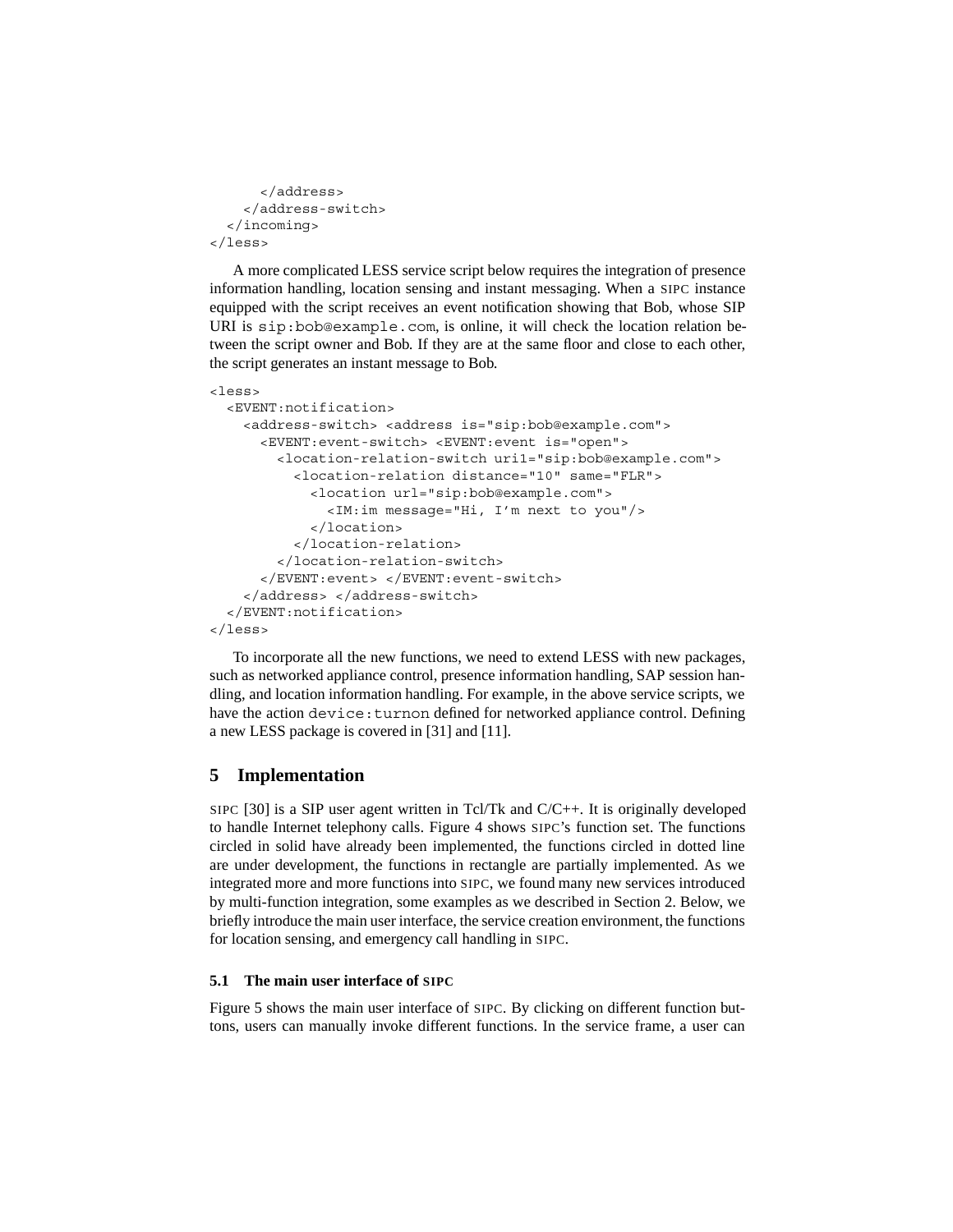```
      </address>
    </address-switch>
  </incoming>
</less>
```

A more complicated LESS service script below requires the integration of presence information handling, location sensing and instant messaging. When a SIPC instance equipped with the script receives an event notification showing that Bob, whose SIP URI is `sip:bob@example.com`, is online, it will check the location relation between the script owner and Bob. If they are at the same floor and close to each other, the script generates an instant message to Bob.

```
<less>
  <EVENT:notification>
    <address-switch> <address is="sip:bob@example.com">
      <EVENT:event-switch> <EVENT:event is="open">
        <location-relation-switch uri1="sip:bob@example.com">
          <location-relation distance="10" same="FLR">
            <location url="sip:bob@example.com">
              <IM:im message="Hi, I'm next to you"/>
            </location>
          </location-relation>
        </location-relation-switch>
      </EVENT:event> </EVENT:event-switch>
    </address> </address-switch>
  </EVENT:notification>
</less>
```

To incorporate all the new functions, we need to extend LESS with new packages, such as networked appliance control, presence information handling, SAP session handling, and location information handling. For example, in the above service scripts, we have the action `device:turnon` defined for networked appliance control. Defining a new LESS package is covered in [31] and [11].

## 5 Implementation

SIPC [30] is a SIP user agent written in Tcl/Tk and C/C++. It is originally developed to handle Internet telephony calls. Figure 4 shows SIPC's function set. The functions circled in solid have already been implemented, the functions circled in dotted line are under development, the functions in rectangle are partially implemented. As we integrated more and more functions into SIPC, we found many new services introduced by multi-function integration, some examples as we described in Section 2. Below, we briefly introduce the main user interface, the service creation environment, the functions for location sensing, and emergency call handling in SIPC.

### 5.1 The main user interface of SIPC

Figure 5 shows the main user interface of SIPC. By clicking on different function buttons, users can manually invoke different functions. In the service frame, a user can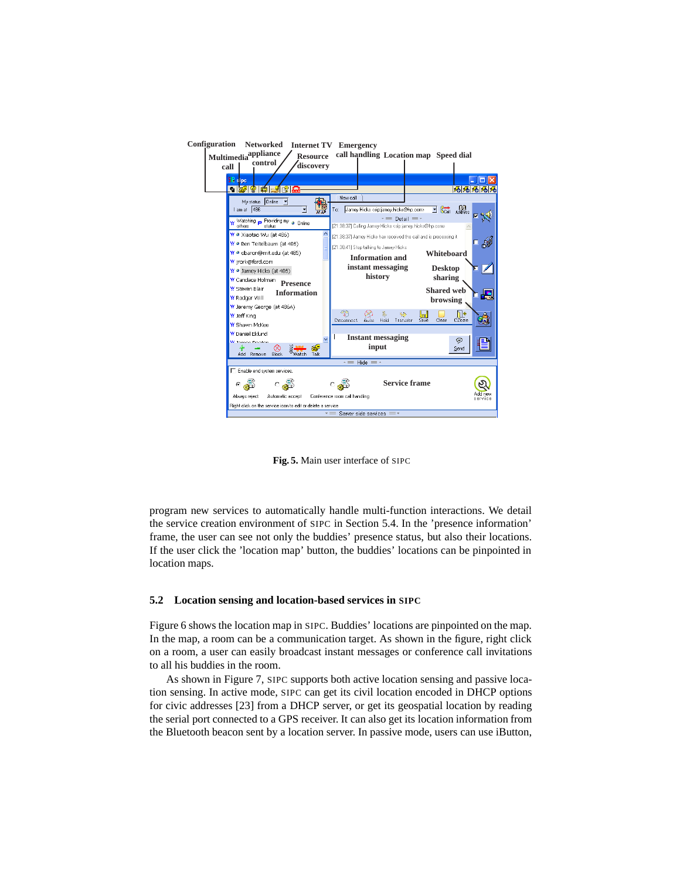Fig. 5. Main user interface of SIPC

program new services to automatically handle multi-function interactions. We detail the service creation environment of SIPC in Section 5.4. In the 'presence information' frame, the user can see not only the buddies' presence status, but also their locations. If the user click the 'location map' button, the buddies' locations can be pinpointed in location maps.

## 5.2 Location sensing and location-based services in SIPC

Figure 6 shows the location map in SIPC. Buddies' locations are pinpointed on the map. In the map, a room can be a communication target. As shown in the figure, right click on a room, a user can easily broadcast instant messages or conference call invitations to all his buddies in the room.

As shown in Figure 7, SIPC supports both active location sensing and passive location sensing. In active mode, SIPC can get its civil location encoded in DHCP options for civic addresses [23] from a DHCP server, or get its geospatial location by reading the serial port connected to a GPS receiver. It can also get its location information from the Bluetooth beacon sent by a location server. In passive mode, users can use iButton,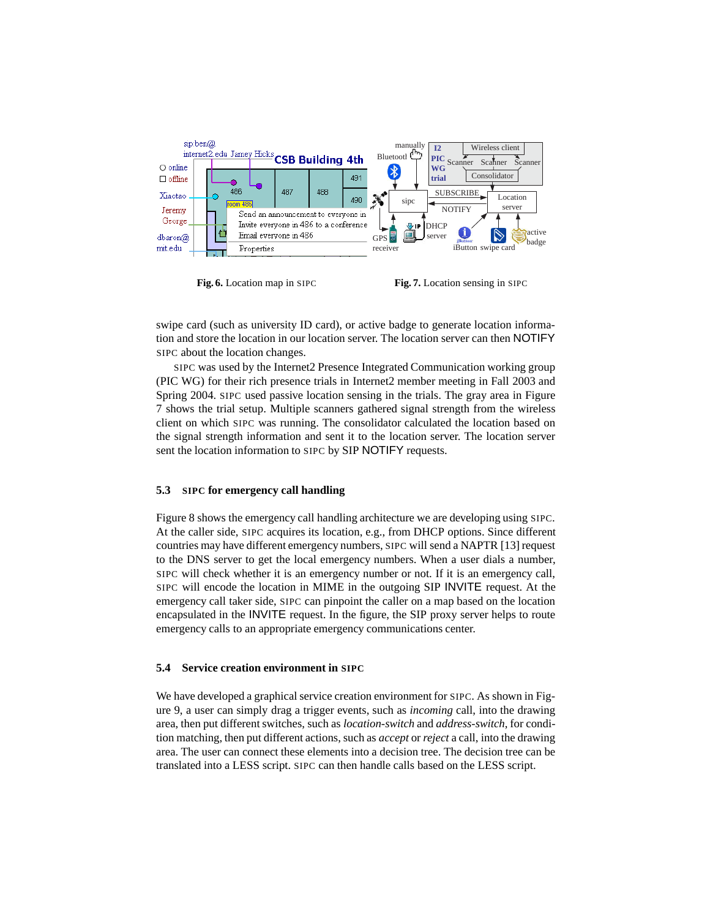**Fig. 6.** Location map in SIPC

**Fig. 7.** Location sensing in SIPC

swipe card (such as university ID card), or active badge to generate location information and store the location in our location server. The location server can then NOTIFY SIPC about the location changes.

SIPC was used by the Internet2 Presence Integrated Communication working group (PIC WG) for their rich presence trials in Internet2 member meeting in Fall 2003 and Spring 2004. SIPC used passive location sensing in the trials. The gray area in Figure 7 shows the trial setup. Multiple scanners gathered signal strength from the wireless client on which SIPC was running. The consolidator calculated the location based on the signal strength information and sent it to the location server. The location server sent the location information to SIPC by SIP NOTIFY requests.

### 5.3 SIPC for emergency call handling

Figure 8 shows the emergency call handling architecture we are developing using SIPC. At the caller side, SIPC acquires its location, e.g., from DHCP options. Since different countries may have different emergency numbers, SIPC will send a NAPTR [13] request to the DNS server to get the local emergency numbers. When a user dials a number, SIPC will check whether it is an emergency number or not. If it is an emergency call, SIPC will encode the location in MIME in the outgoing SIP INVITE request. At the emergency call taker side, SIPC can pinpoint the caller on a map based on the location encapsulated in the INVITE request. In the figure, the SIP proxy server helps to route emergency calls to an appropriate emergency communications center.

### 5.4 Service creation environment in SIPC

We have developed a graphical service creation environment for SIPC. As shown in Figure 9, a user can simply drag a trigger events, such as *incoming* call, into the drawing area, then put different switches, such as *location-switch* and *address-switch*, for condition matching, then put different actions, such as *accept* or *reject* a call, into the drawing area. The user can connect these elements into a decision tree. The decision tree can be translated into a LESS script. SIPC can then handle calls based on the LESS script.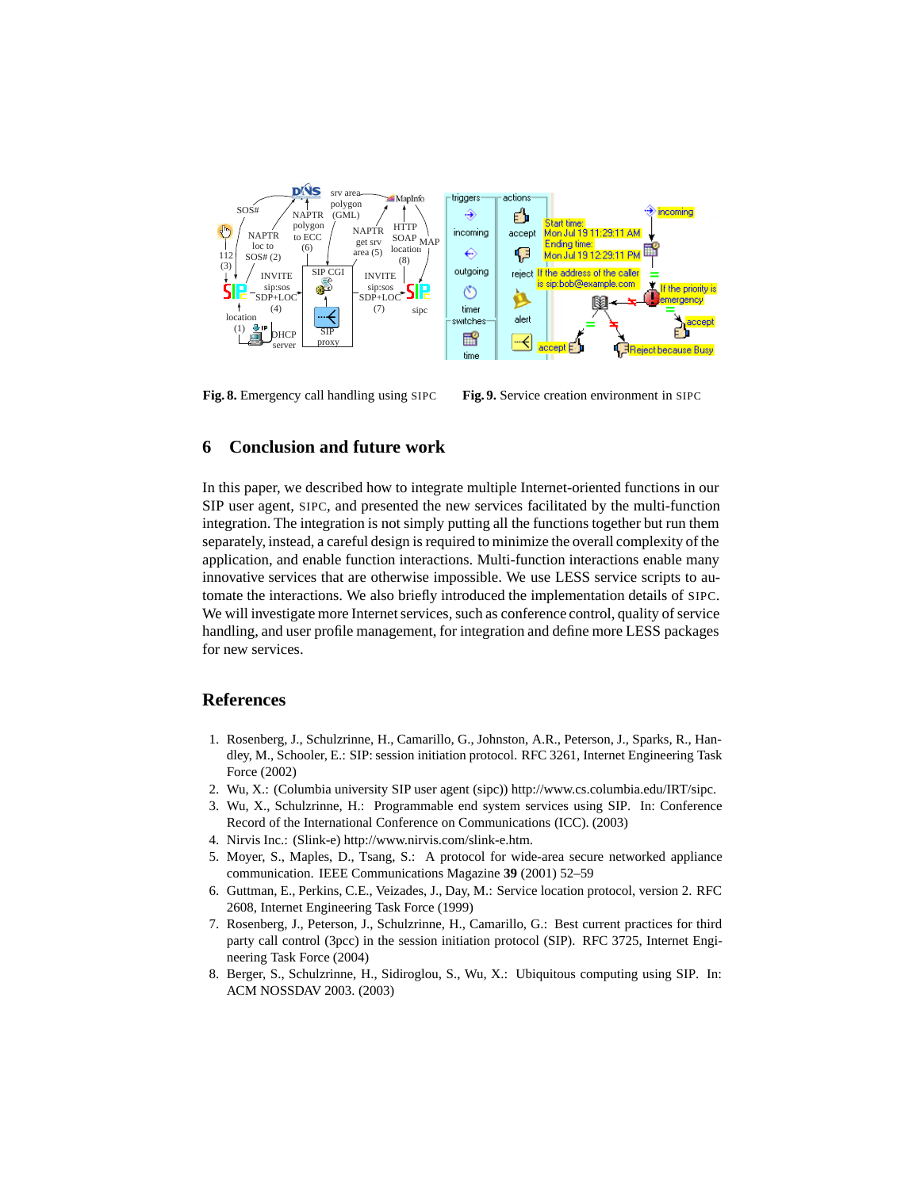**Fig. 8.** Emergency call handling using SIPC

**Fig. 9.** Service creation environment in SIPC

## 6 Conclusion and future work

In this paper, we described how to integrate multiple Internet-oriented functions in our SIP user agent, SIPC, and presented the new services facilitated by the multi-function integration. The integration is not simply putting all the functions together but run them separately, instead, a careful design is required to minimize the overall complexity of the application, and enable function interactions. Multi-function interactions enable many innovative services that are otherwise impossible. We use LESS service scripts to automate the interactions. We also briefly introduced the implementation details of SIPC. We will investigate more Internet services, such as conference control, quality of service handling, and user profile management, for integration and define more LESS packages for new services.

## References

1. Rosenberg, J., Schulzrinne, H., Camarillo, G., Johnston, A.R., Peterson, J., Sparks, R., Handley, M., Schooler, E.: SIP: session initiation protocol. RFC 3261, Internet Engineering Task Force (2002)
2. Wu, X.: (Columbia university SIP user agent (sipc)) http://www.cs.columbia.edu/IRT/sipc.
3. Wu, X., Schulzrinne, H.: Programmable end system services using SIP. In: Conference Record of the International Conference on Communications (ICC). (2003)
4. Nirvis Inc.: (Slink-e) http://www.nirvis.com/slink-e.htm.
5. Moyer, S., Maples, D., Tsang, S.: A protocol for wide-area secure networked appliance communication. IEEE Communications Magazine **39** (2001) 52–59
6. Guttman, E., Perkins, C.E., Veizades, J., Day, M.: Service location protocol, version 2. RFC 2608, Internet Engineering Task Force (1999)
7. Rosenberg, J., Peterson, J., Schulzrinne, H., Camarillo, G.: Best current practices for third party call control (3pcc) in the session initiation protocol (SIP). RFC 3725, Internet Engineering Task Force (2004)
8. Berger, S., Schulzrinne, H., Sidiroglou, S., Wu, X.: Ubiquitous computing using SIP. In: ACM NOSSDAV 2003. (2003)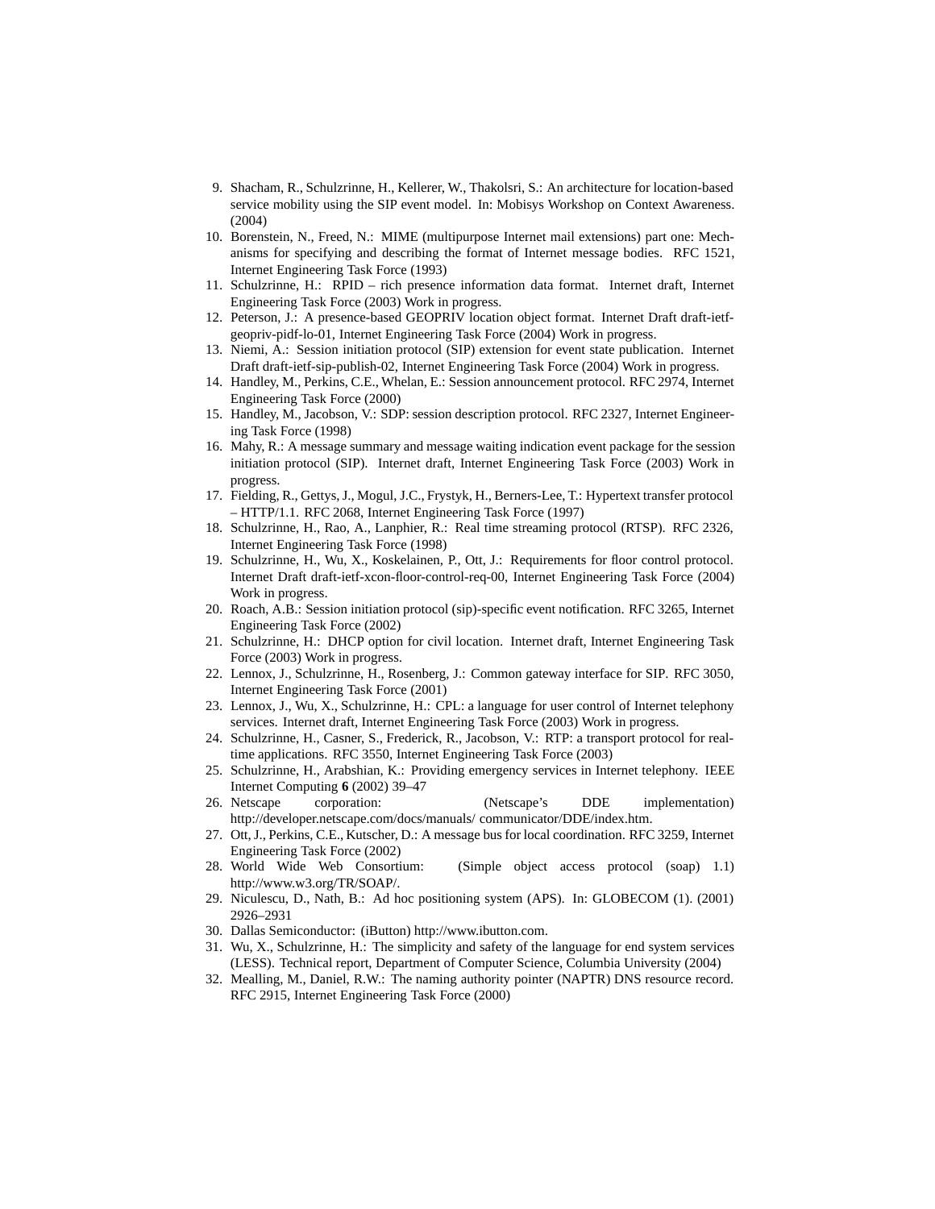9. Shacham, R., Schulzrinne, H., Kellerer, W., Thakolsri, S.: An architecture for location-based service mobility using the SIP event model. In: Mobisys Workshop on Context Awareness. (2004)
10. Borenstein, N., Freed, N.: MIME (multipurpose Internet mail extensions) part one: Mechanisms for specifying and describing the format of Internet message bodies. RFC 1521, Internet Engineering Task Force (1993)
11. Schulzrinne, H.: RPID – rich presence information data format. Internet draft, Internet Engineering Task Force (2003) Work in progress.
12. Peterson, J.: A presence-based GEOPRIV location object format. Internet Draft draft-ietf-geopriv-pidf-lo-01, Internet Engineering Task Force (2004) Work in progress.
13. Niemi, A.: Session initiation protocol (SIP) extension for event state publication. Internet Draft draft-ietf-sip-publish-02, Internet Engineering Task Force (2004) Work in progress.
14. Handley, M., Perkins, C.E., Whelan, E.: Session announcement protocol. RFC 2974, Internet Engineering Task Force (2000)
15. Handley, M., Jacobson, V.: SDP: session description protocol. RFC 2327, Internet Engineering Task Force (1998)
16. Mahy, R.: A message summary and message waiting indication event package for the session initiation protocol (SIP). Internet draft, Internet Engineering Task Force (2003) Work in progress.
17. Fielding, R., Gettys, J., Mogul, J.C., Frystyk, H., Berners-Lee, T.: Hypertext transfer protocol – HTTP/1.1. RFC 2068, Internet Engineering Task Force (1997)
18. Schulzrinne, H., Rao, A., Lanphier, R.: Real time streaming protocol (RTSP). RFC 2326, Internet Engineering Task Force (1998)
19. Schulzrinne, H., Wu, X., Koskelainen, P., Ott, J.: Requirements for floor control protocol. Internet Draft draft-ietf-xcon-floor-control-req-00, Internet Engineering Task Force (2004) Work in progress.
20. Roach, A.B.: Session initiation protocol (sip)-specific event notification. RFC 3265, Internet Engineering Task Force (2002)
21. Schulzrinne, H.: DHCP option for civil location. Internet draft, Internet Engineering Task Force (2003) Work in progress.
22. Lennox, J., Schulzrinne, H., Rosenberg, J.: Common gateway interface for SIP. RFC 3050, Internet Engineering Task Force (2001)
23. Lennox, J., Wu, X., Schulzrinne, H.: CPL: a language for user control of Internet telephony services. Internet draft, Internet Engineering Task Force (2003) Work in progress.
24. Schulzrinne, H., Casner, S., Frederick, R., Jacobson, V.: RTP: a transport protocol for real-time applications. RFC 3550, Internet Engineering Task Force (2003)
25. Schulzrinne, H., Arabshian, K.: Providing emergency services in Internet telephony. IEEE Internet Computing **6** (2002) 39–47
26. Netscape corporation: (Netscape's DDE implementation) http://developer.netscape.com/docs/manuals/ communicator/DDE/index.htm.
27. Ott, J., Perkins, C.E., Kutscher, D.: A message bus for local coordination. RFC 3259, Internet Engineering Task Force (2002)
28. World Wide Web Consortium: (Simple object access protocol (soap) 1.1) http://www.w3.org/TR/SOAP/.
29. Niculescu, D., Nath, B.: Ad hoc positioning system (APS). In: GLOBECOM (1). (2001) 2926–2931
30. Dallas Semiconductor: (iButton) http://www.ibutton.com.
31. Wu, X., Schulzrinne, H.: The simplicity and safety of the language for end system services (LESS). Technical report, Department of Computer Science, Columbia University (2004)
32. Mealling, M., Daniel, R.W.: The naming authority pointer (NAPTR) DNS resource record. RFC 2915, Internet Engineering Task Force (2000)